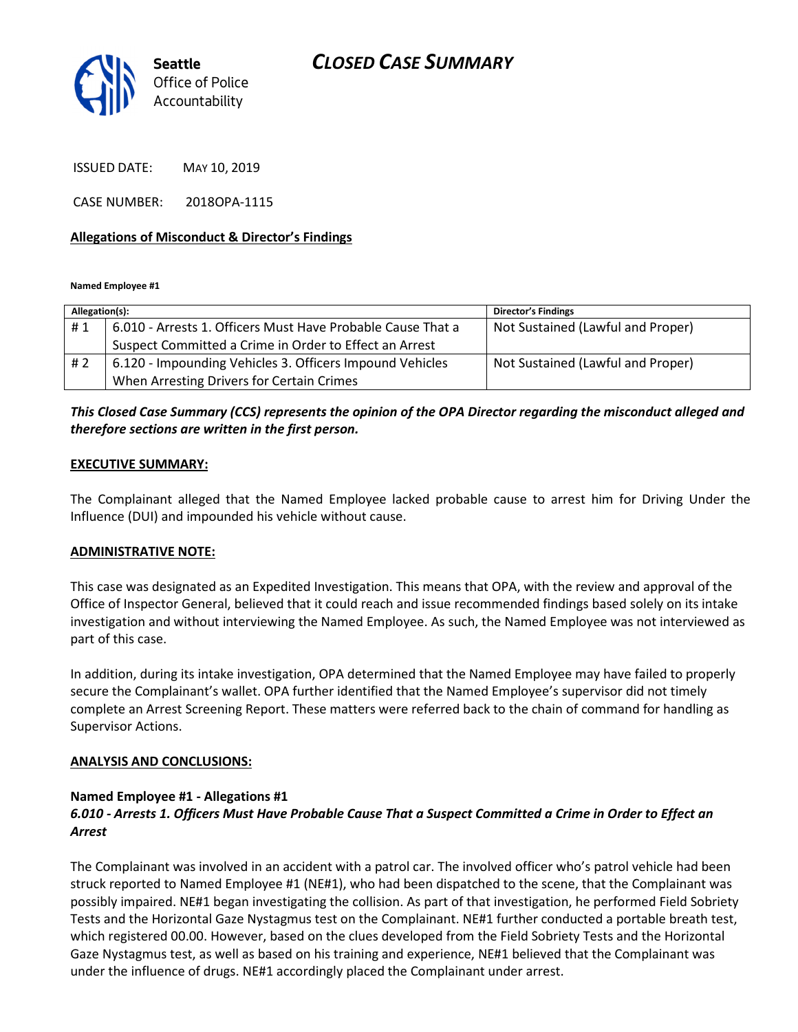**Seattle** Office of Police Accountability

# CLOSED CASE SUMMARY

ISSUED DATE: MAY 10, 2019

CASE NUMBER: 2018OPA-1115

## Allegations of Misconduct & Director's Findings

**Named Employee #1**

| Allegation(s): | | Director's Findings |
|---|---|---|
| # 1 | 6.010 - Arrests 1. Officers Must Have Probable Cause That a Suspect Committed a Crime in Order to Effect an Arrest | Not Sustained (Lawful and Proper) |
| # 2 | 6.120 - Impounding Vehicles 3. Officers Impound Vehicles When Arresting Drivers for Certain Crimes | Not Sustained (Lawful and Proper) |

***This Closed Case Summary (CCS) represents the opinion of the OPA Director regarding the misconduct alleged and therefore sections are written in the first person.***

**EXECUTIVE SUMMARY:**

The Complainant alleged that the Named Employee lacked probable cause to arrest him for Driving Under the Influence (DUI) and impounded his vehicle without cause.

**ADMINISTRATIVE NOTE:**

This case was designated as an Expedited Investigation. This means that OPA, with the review and approval of the Office of Inspector General, believed that it could reach and issue recommended findings based solely on its intake investigation and without interviewing the Named Employee. As such, the Named Employee was not interviewed as part of this case.

In addition, during its intake investigation, OPA determined that the Named Employee may have failed to properly secure the Complainant's wallet. OPA further identified that the Named Employee's supervisor did not timely complete an Arrest Screening Report. These matters were referred back to the chain of command for handling as Supervisor Actions.

**ANALYSIS AND CONCLUSIONS:**

**Named Employee #1 - Allegations #1**
***6.010 - Arrests 1. Officers Must Have Probable Cause That a Suspect Committed a Crime in Order to Effect an Arrest***

The Complainant was involved in an accident with a patrol car. The involved officer who's patrol vehicle had been struck reported to Named Employee #1 (NE#1), who had been dispatched to the scene, that the Complainant was possibly impaired. NE#1 began investigating the collision. As part of that investigation, he performed Field Sobriety Tests and the Horizontal Gaze Nystagmus test on the Complainant. NE#1 further conducted a portable breath test, which registered 00.00. However, based on the clues developed from the Field Sobriety Tests and the Horizontal Gaze Nystagmus test, as well as based on his training and experience, NE#1 believed that the Complainant was under the influence of drugs. NE#1 accordingly placed the Complainant under arrest.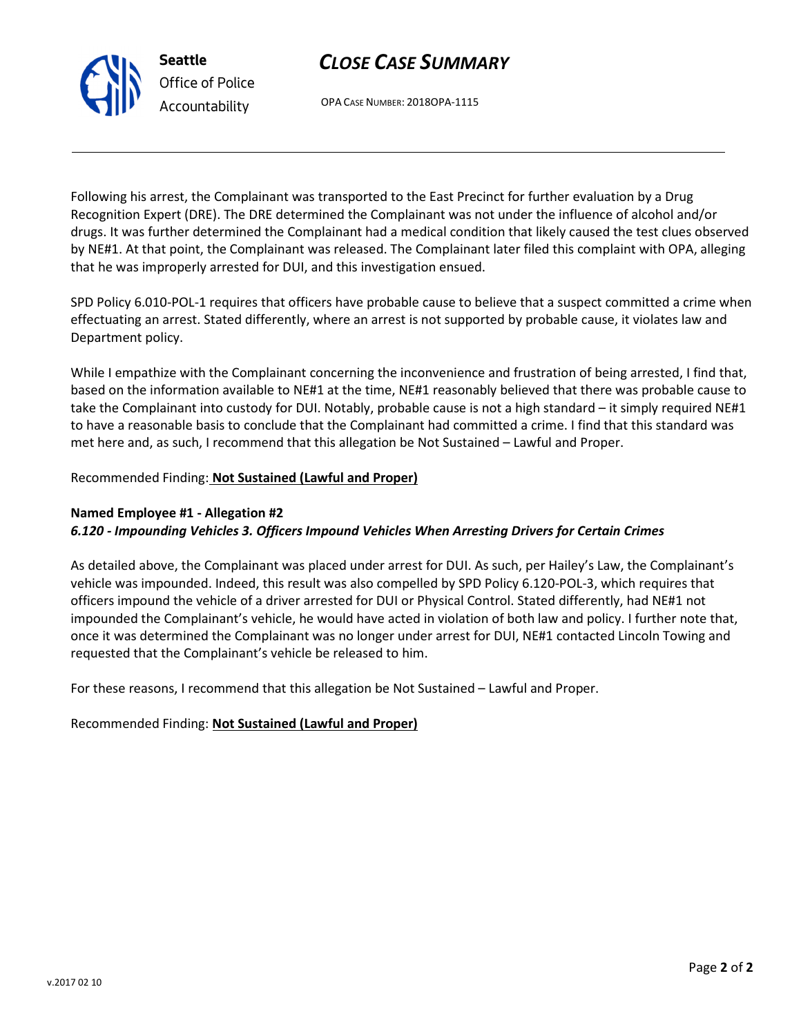Following his arrest, the Complainant was transported to the East Precinct for further evaluation by a Drug Recognition Expert (DRE). The DRE determined the Complainant was not under the influence of alcohol and/or drugs. It was further determined the Complainant had a medical condition that likely caused the test clues observed by NE#1. At that point, the Complainant was released. The Complainant later filed this complaint with OPA, alleging that he was improperly arrested for DUI, and this investigation ensued.

SPD Policy 6.010-POL-1 requires that officers have probable cause to believe that a suspect committed a crime when effectuating an arrest. Stated differently, where an arrest is not supported by probable cause, it violates law and Department policy.

While I empathize with the Complainant concerning the inconvenience and frustration of being arrested, I find that, based on the information available to NE#1 at the time, NE#1 reasonably believed that there was probable cause to take the Complainant into custody for DUI. Notably, probable cause is not a high standard – it simply required NE#1 to have a reasonable basis to conclude that the Complainant had committed a crime. I find that this standard was met here and, as such, I recommend that this allegation be Not Sustained – Lawful and Proper.

Recommended Finding: **Not Sustained (Lawful and Proper)**

**Named Employee #1 - Allegation #2**
***6.120 - Impounding Vehicles 3. Officers Impound Vehicles When Arresting Drivers for Certain Crimes***

As detailed above, the Complainant was placed under arrest for DUI. As such, per Hailey's Law, the Complainant's vehicle was impounded. Indeed, this result was also compelled by SPD Policy 6.120-POL-3, which requires that officers impound the vehicle of a driver arrested for DUI or Physical Control. Stated differently, had NE#1 not impounded the Complainant's vehicle, he would have acted in violation of both law and policy. I further note that, once it was determined the Complainant was no longer under arrest for DUI, NE#1 contacted Lincoln Towing and requested that the Complainant's vehicle be released to him.

For these reasons, I recommend that this allegation be Not Sustained – Lawful and Proper.

Recommended Finding: **Not Sustained (Lawful and Proper)**